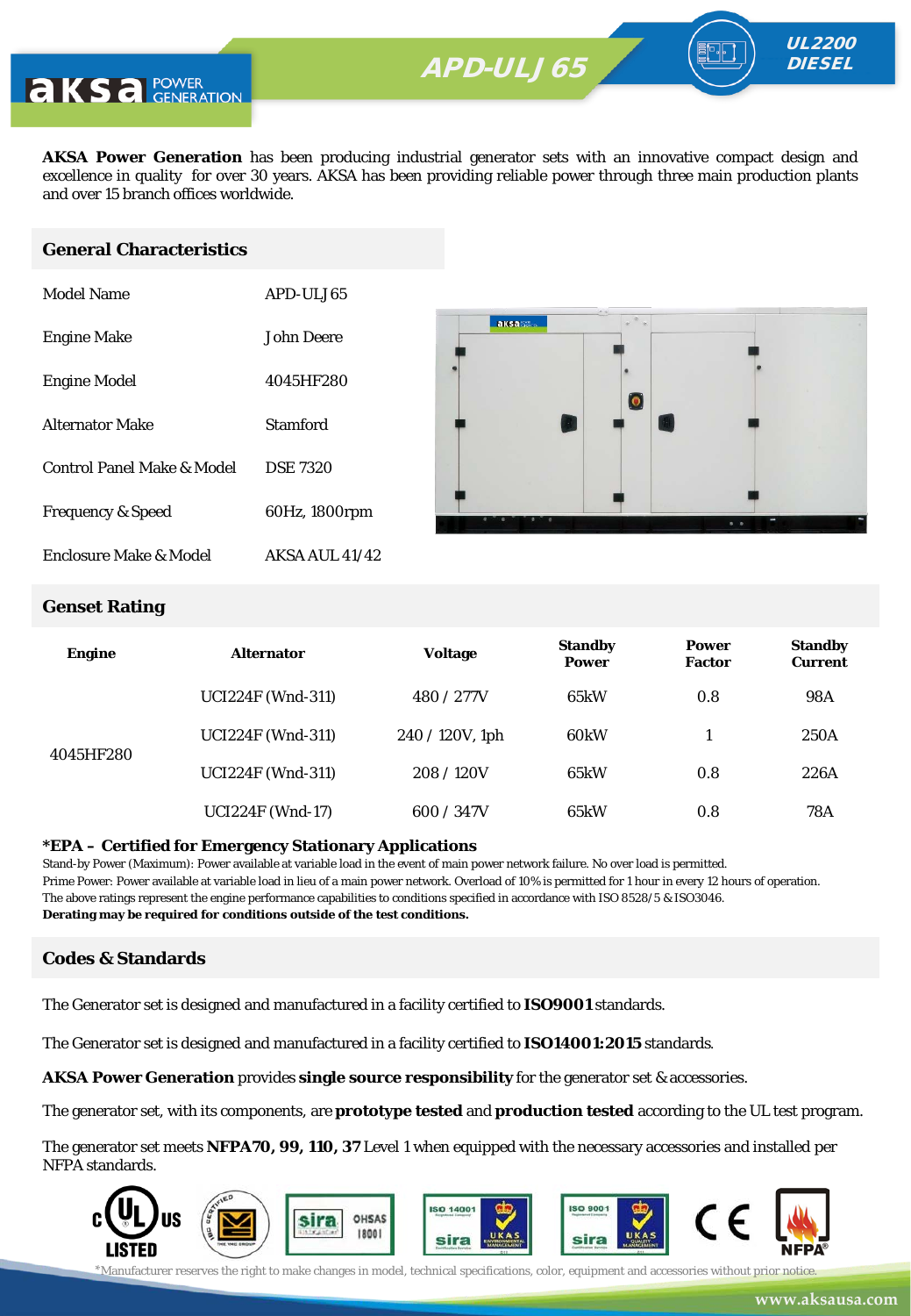# APD-ULJ 65

UL2200 DIESEL

**AKSA Power Generation** has been producing industrial generator sets with an innovative compact design and excellence in quality for over 30 years. AKSA has been providing reliable power through three main production plants and over 15 branch offices worldwide.

## General Characteristics

| | |
|---|---|
| Model Name | APD-ULJ65 |
| Engine Make | John Deere |
| Engine Model | 4045HF280 |
| Alternator Make | Stamford |
| Control Panel Make & Model | DSE 7320 |
| Frequency & Speed | 60Hz, 1800rpm |
| Enclosure Make & Model | AKSA AUL 41/42 |

## Genset Rating

| Engine | Alternator | Voltage | Standby Power | Power Factor | Standby Current |
|---|---|---|---|---|---|
| 4045HF280 | UCI224F (Wnd-311) | 480 / 277V | 65kW | 0.8 | 98A |
| | UCI224F (Wnd-311) | 240 / 120V, 1ph | 60kW | 1 | 250A |
| | UCI224F (Wnd-311) | 208 / 120V | 65kW | 0.8 | 226A |
| | UCI224F (Wnd-17) | 600 / 347V | 65kW | 0.8 | 78A |

**\*EPA – Certified for Emergency Stationary Applications**

Stand-by Power (Maximum): Power available at variable load in the event of main power network failure. No over load is permitted.
Prime Power: Power available at variable load in lieu of a main power network. Overload of 10% is permitted for 1 hour in every 12 hours of operation.
The above ratings represent the engine performance capabilities to conditions specified in accordance with ISO 8528/5 & ISO3046.
**Derating may be required for conditions outside of the test conditions.**

## Codes & Standards

The Generator set is designed and manufactured in a facility certified to **ISO9001** standards.

The Generator set is designed and manufactured in a facility certified to **ISO14001:2015** standards.

**AKSA Power Generation** provides **single source responsibility** for the generator set & accessories.

The generator set, with its components, are **prototype tested** and **production tested** according to the UL test program.

The generator set meets **NFPA70, 99, 110, 37** Level 1 when equipped with the necessary accessories and installed per NFPA standards.

*Manufacturer reserves the right to make changes in model, technical specifications, color, equipment and accessories without prior notice.

www.aksausa.com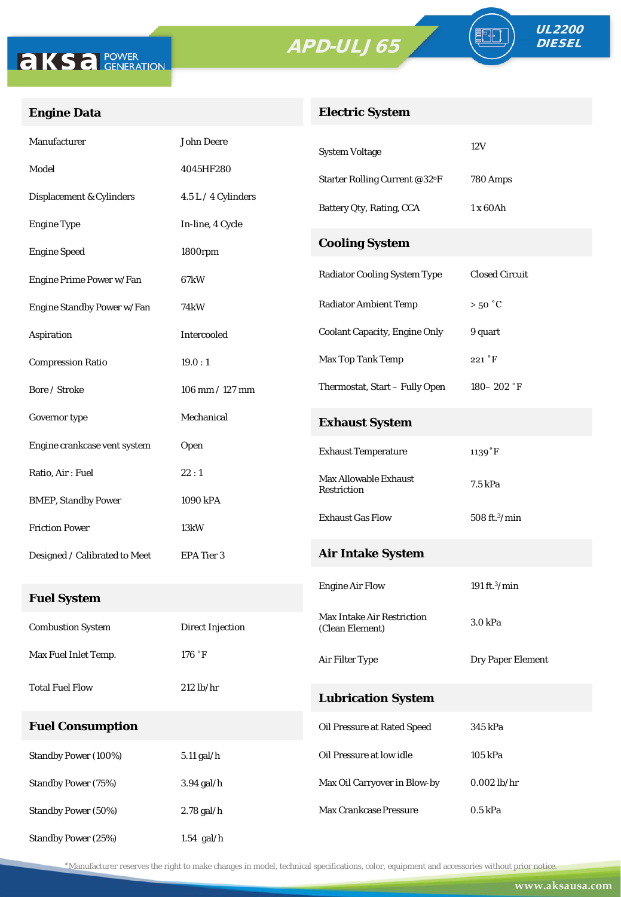aksa POWER GENERATION

# APD-ULJ 65

UL2200 DIESEL

## Engine Data

| | |
|---|---|
| Manufacturer | John Deere |
| Model | 4045HF280 |
| Displacement & Cylinders | 4.5 L / 4 Cylinders |
| Engine Type | In-line, 4 Cycle |
| Engine Speed | 1800rpm |
| Engine Prime Power w/Fan | 67kW |
| Engine Standby Power w/Fan | 74kW |
| Aspiration | Intercooled |
| Compression Ratio | 19.0 : 1 |
| Bore / Stroke | 106 mm / 127 mm |
| Governor type | Mechanical |
| Engine crankcase vent system | Open |
| Ratio, Air : Fuel | 22 : 1 |
| BMEP, Standby Power | 1090 kPA |
| Friction Power | 13kW |
| Designed / Calibrated to Meet | EPA Tier 3 |

## Fuel System

| | |
|---|---|
| Combustion System | Direct Injection |
| Max Fuel Inlet Temp. | 176 ˚F |
| Total Fuel Flow | 212 lb/hr |

## Fuel Consumption

| | |
|---|---|
| Standby Power (100%) | 5.11 gal/h |
| Standby Power (75%) | 3.94 gal/h |
| Standby Power (50%) | 2.78 gal/h |
| Standby Power (25%) | 1.54 gal/h |

## Electric System

| | |
|---|---|
| System Voltage | 12V |
| Starter Rolling Current @32ºF | 780 Amps |
| Battery Qty, Rating, CCA | 1 x 60Ah |

## Cooling System

| | |
|---|---|
| Radiator Cooling System Type | Closed Circuit |
| Radiator Ambient Temp | > 50 ˚C |
| Coolant Capacity, Engine Only | 9 quart |
| Max Top Tank Temp | 221 ˚F |
| Thermostat, Start – Fully Open | 180– 202 ˚F |

## Exhaust System

| | |
|---|---|
| Exhaust Temperature | 1139˚F |
| Max Allowable Exhaust Restriction | 7.5 kPa |
| Exhaust Gas Flow | 508 ft.$^3$/min |

## Air Intake System

| | |
|---|---|
| Engine Air Flow | 191 ft.$^3$/min |
| Max Intake Air Restriction (Clean Element) | 3.0 kPa |
| Air Filter Type | Dry Paper Element |

## Lubrication System

| | |
|---|---|
| Oil Pressure at Rated Speed | 345 kPa |
| Oil Pressure at low idle | 105 kPa |
| Max Oil Carryover in Blow-by | 0.002 lb/hr |
| Max Crankcase Pressure | 0.5 kPa |

*Manufacturer reserves the right to make changes in model, technical specifications, color, equipment and accessories without prior notice.

www.aksausa.com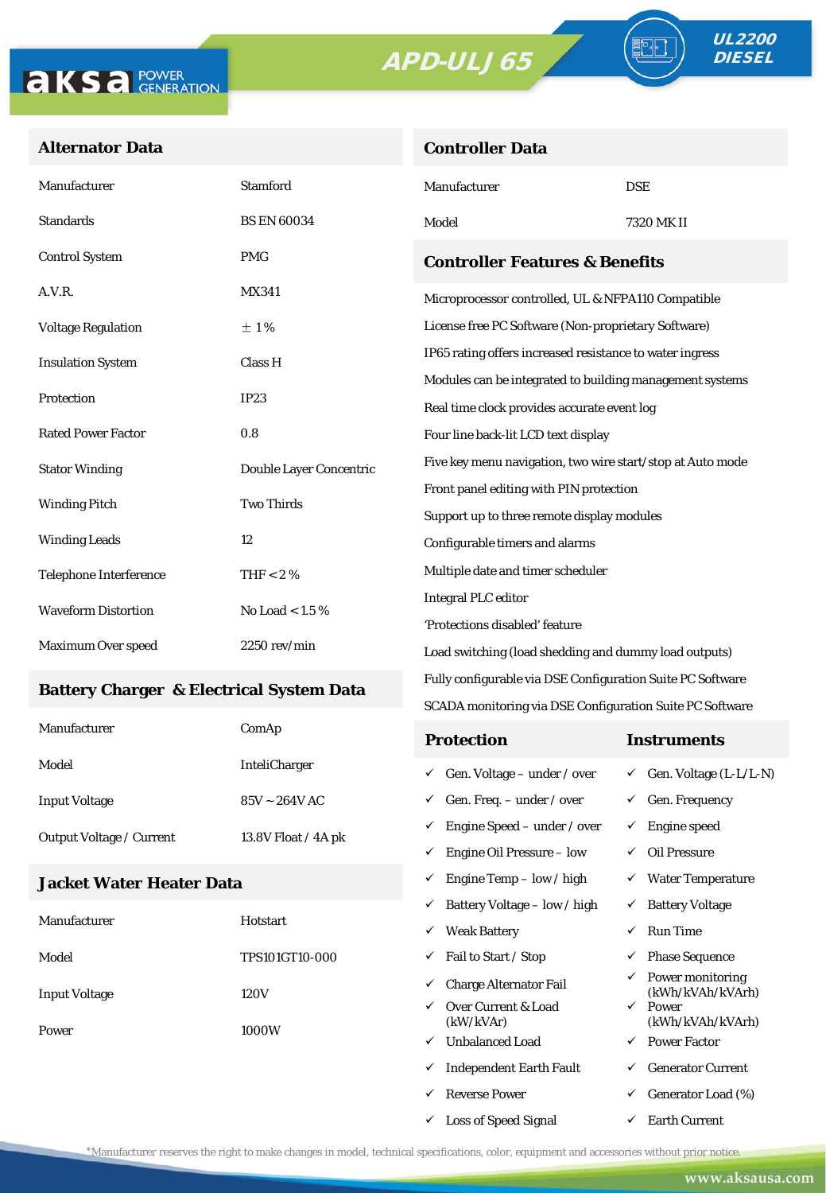aksa POWER GENERATION

# APD-ULJ 65

UL2200 DIESEL

## Alternator Data

| | |
|---|---|
| Manufacturer | Stamford |
| Standards | BS EN 60034 |
| Control System | PMG |
| A.V.R. | MX341 |
| Voltage Regulation | ± 1 % |
| Insulation System | Class H |
| Protection | IP23 |
| Rated Power Factor | 0.8 |
| Stator Winding | Double Layer Concentric |
| Winding Pitch | Two Thirds |
| Winding Leads | 12 |
| Telephone Interference | THF < 2 % |
| Waveform Distortion | No Load < 1.5 % |
| Maximum Over speed | 2250 rev/min |

## Battery Charger & Electrical System Data

| | |
|---|---|
| Manufacturer | ComAp |
| Model | InteliCharger |
| Input Voltage | 85V ~ 264V AC |
| Output Voltage / Current | 13.8V Float / 4A pk |

## Jacket Water Heater Data

| | |
|---|---|
| Manufacturer | Hotstart |
| Model | TPS101GT10-000 |
| Input Voltage | 120V |
| Power | 1000W |

## Controller Data

| | |
|---|---|
| Manufacturer | DSE |
| Model | 7320 MK II |

## Controller Features & Benefits

- Microprocessor controlled, UL & NFPA110 Compatible
- License free PC Software (Non-proprietary Software)
- IP65 rating offers increased resistance to water ingress
- Modules can be integrated to building management systems
- Real time clock provides accurate event log
- Four line back-lit LCD text display
- Five key menu navigation, two wire start/stop at Auto mode
- Front panel editing with PIN protection
- Support up to three remote display modules
- Configurable timers and alarms
- Multiple date and timer scheduler
- Integral PLC editor
- 'Protections disabled' feature
- Load switching (load shedding and dummy load outputs)
- Fully configurable via DSE Configuration Suite PC Software
- SCADA monitoring via DSE Configuration Suite PC Software

| Protection | Instruments |
|---|---|
| ✓ Gen. Voltage – under / over | ✓ Gen. Voltage (L-L/L-N) |
| ✓ Gen. Freq. – under / over | ✓ Gen. Frequency |
| ✓ Engine Speed – under / over | ✓ Engine speed |
| ✓ Engine Oil Pressure – low | ✓ Oil Pressure |
| ✓ Engine Temp – low / high | ✓ Water Temperature |
| ✓ Battery Voltage – low / high | ✓ Battery Voltage |
| ✓ Weak Battery | ✓ Run Time |
| ✓ Fail to Start / Stop | ✓ Phase Sequence |
| ✓ Charge Alternator Fail | ✓ Power monitoring (kWh/kVAh/kVArh) |
| ✓ Over Current & Load (kW/kVAr) | ✓ Power (kWh/kVAh/kVArh) |
| ✓ Unbalanced Load | ✓ Power Factor |
| ✓ Independent Earth Fault | ✓ Generator Current |
| ✓ Reverse Power | ✓ Generator Load (%) |
| ✓ Loss of Speed Signal | ✓ Earth Current |

*Manufacturer reserves the right to make changes in model, technical specifications, color, equipment and accessories without prior notice.

www.aksausa.com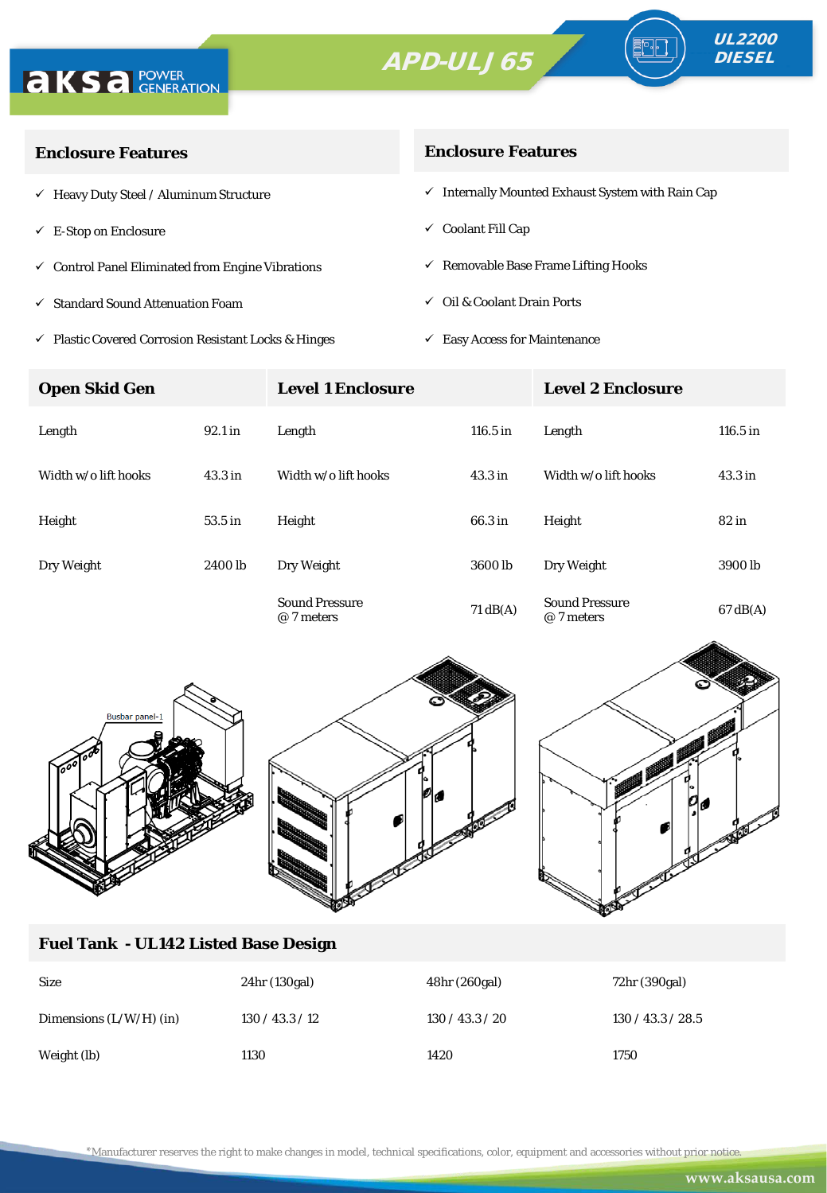# APD-ULJ 65

UL2200 DIESEL

## Enclosure Features

- ✓ Heavy Duty Steel / Aluminum Structure
- ✓ E-Stop on Enclosure
- ✓ Control Panel Eliminated from Engine Vibrations
- ✓ Standard Sound Attenuation Foam
- ✓ Plastic Covered Corrosion Resistant Locks & Hinges

## Enclosure Features

- ✓ Internally Mounted Exhaust System with Rain Cap
- ✓ Coolant Fill Cap
- ✓ Removable Base Frame Lifting Hooks
- ✓ Oil & Coolant Drain Ports
- ✓ Easy Access for Maintenance

| Open Skid Gen | | Level 1 Enclosure | | Level 2 Enclosure | |
|---|---|---|---|---|---|
| Length | 92.1 in | Length | 116.5 in | Length | 116.5 in |
| Width w/o lift hooks | 43.3 in | Width w/o lift hooks | 43.3 in | Width w/o lift hooks | 43.3 in |
| Height | 53.5 in | Height | 66.3 in | Height | 82 in |
| Dry Weight | 2400 lb | Dry Weight | 3600 lb | Dry Weight | 3900 lb |
| | | Sound Pressure @ 7 meters | 71 dB(A) | Sound Pressure @ 7 meters | 67 dB(A) |

Busbar panel-1

## Fuel Tank - UL142 Listed Base Design

| Size | 24hr (130gal) | 48hr (260gal) | 72hr (390gal) |
|---|---|---|---|
| Dimensions (L/W/H) (in) | 130 / 43.3 / 12 | 130 / 43.3 / 20 | 130 / 43.3 / 28.5 |
| Weight (lb) | 1130 | 1420 | 1750 |

*Manufacturer reserves the right to make changes in model, technical specifications, color, equipment and accessories without prior notice.

www.aksausa.com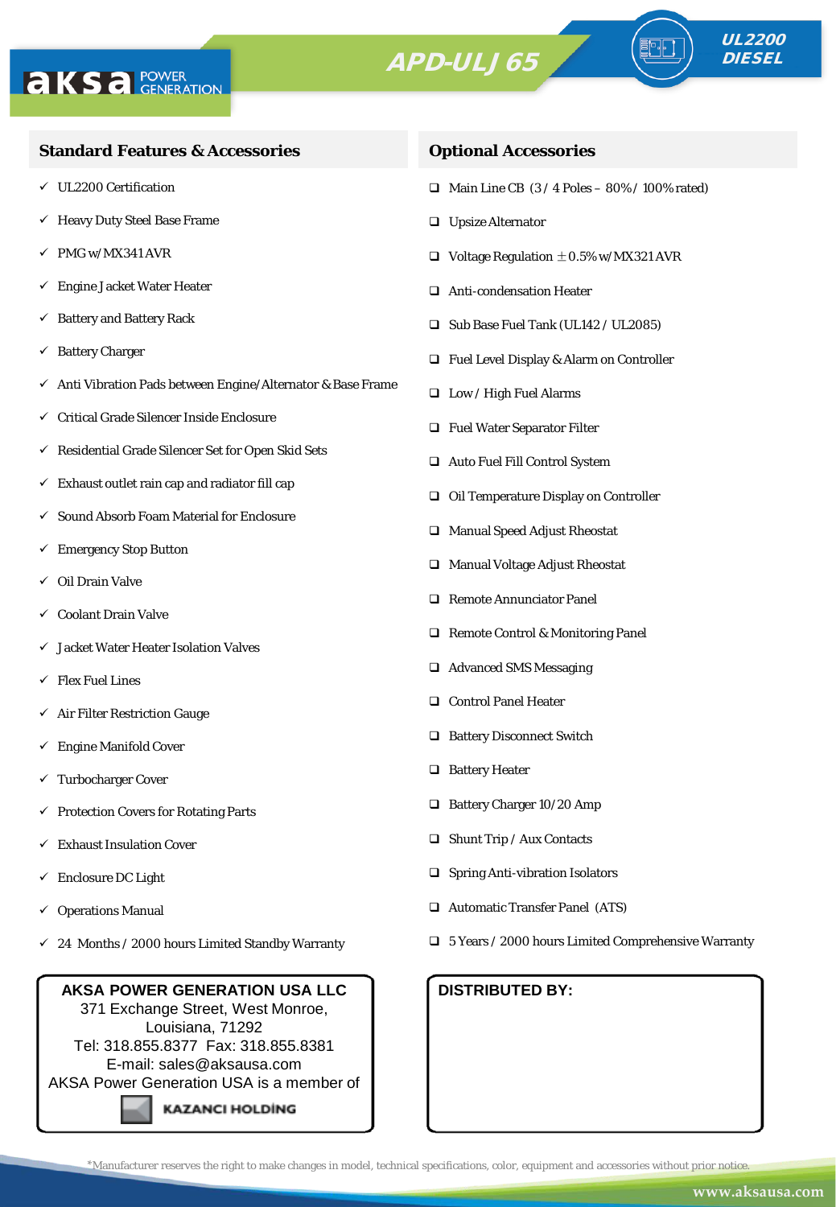**aksa** POWER GENERATION

**APD-ULJ 65**

**UL2200 DIESEL**

## Standard Features & Accessories

- ✓ UL2200 Certification
- ✓ Heavy Duty Steel Base Frame
- ✓ PMG w/MX341 AVR
- ✓ Engine Jacket Water Heater
- ✓ Battery and Battery Rack
- ✓ Battery Charger
- ✓ Anti Vibration Pads between Engine/Alternator & Base Frame
- ✓ Critical Grade Silencer Inside Enclosure
- ✓ Residential Grade Silencer Set for Open Skid Sets
- ✓ Exhaust outlet rain cap and radiator fill cap
- ✓ Sound Absorb Foam Material for Enclosure
- ✓ Emergency Stop Button
- ✓ Oil Drain Valve
- ✓ Coolant Drain Valve
- ✓ Jacket Water Heater Isolation Valves
- ✓ Flex Fuel Lines
- ✓ Air Filter Restriction Gauge
- ✓ Engine Manifold Cover
- ✓ Turbocharger Cover
- ✓ Protection Covers for Rotating Parts
- ✓ Exhaust Insulation Cover
- ✓ Enclosure DC Light
- ✓ Operations Manual
- ✓ 24 Months / 2000 hours Limited Standby Warranty

## Optional Accessories

- ❑ Main Line CB (3 / 4 Poles – 80% / 100% rated)
- ❑ Upsize Alternator
- ❑ Voltage Regulation ±0.5% w/MX321 AVR
- ❑ Anti-condensation Heater
- ❑ Sub Base Fuel Tank (UL142 / UL2085)
- ❑ Fuel Level Display & Alarm on Controller
- ❑ Low / High Fuel Alarms
- ❑ Fuel Water Separator Filter
- ❑ Auto Fuel Fill Control System
- ❑ Oil Temperature Display on Controller
- ❑ Manual Speed Adjust Rheostat
- ❑ Manual Voltage Adjust Rheostat
- ❑ Remote Annunciator Panel
- ❑ Remote Control & Monitoring Panel
- ❑ Advanced SMS Messaging
- ❑ Control Panel Heater
- ❑ Battery Disconnect Switch
- ❑ Battery Heater
- ❑ Battery Charger 10/20 Amp
- ❑ Shunt Trip / Aux Contacts
- ❑ Spring Anti-vibration Isolators
- ❑ Automatic Transfer Panel (ATS)
- ❑ 5 Years / 2000 hours Limited Comprehensive Warranty

**AKSA POWER GENERATION USA LLC**
371 Exchange Street, West Monroe,
Louisiana, 71292
Tel: 318.855.8377 Fax: 318.855.8381
E-mail: sales@aksausa.com
AKSA Power Generation USA is a member of
KAZANCI HOLDİNG

**DISTRIBUTED BY:**

*Manufacturer reserves the right to make changes in model, technical specifications, color, equipment and accessories without prior notice.

www.aksausa.com